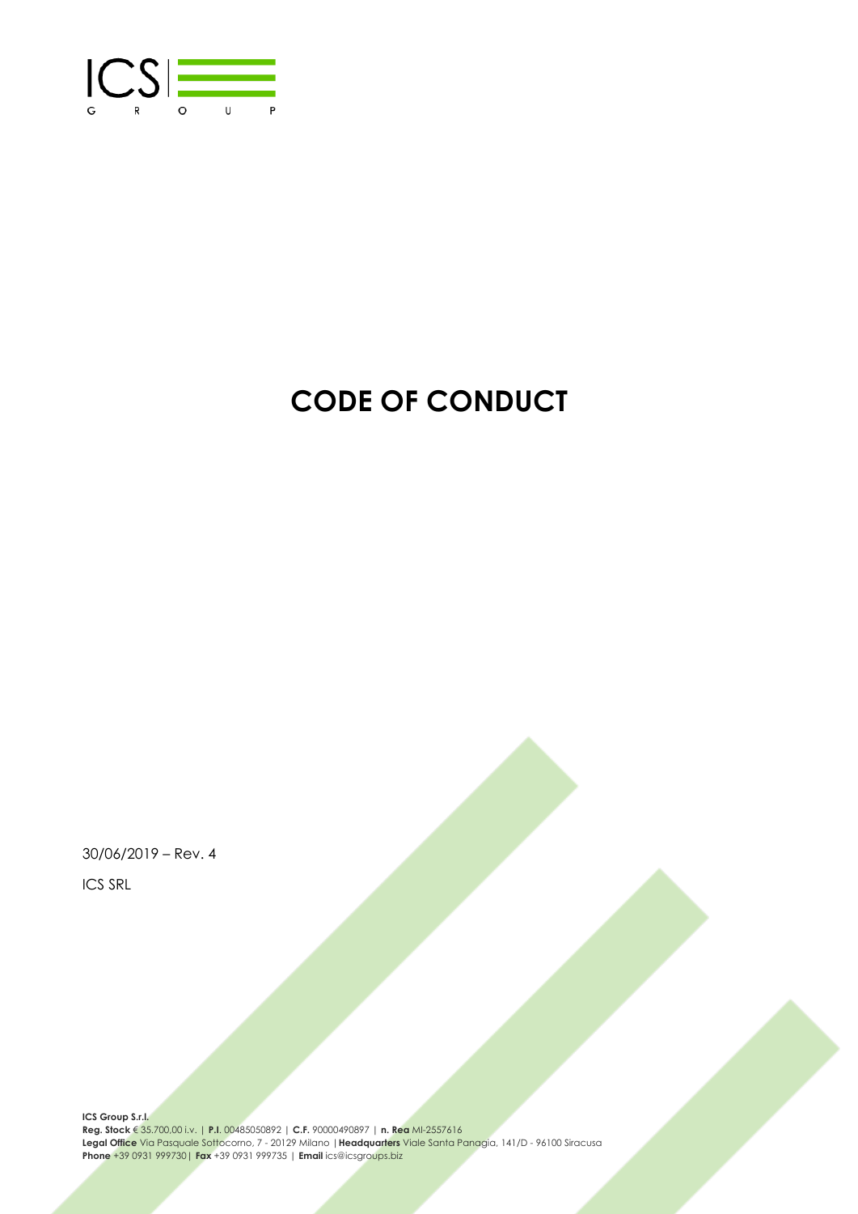# CODE OF CONDUCT

30/06/2019 – Rev. 4

ICS SRL

**ICS Group S.r.l.**
**Reg. Stock** € 35.700,00 i.v. | **P.I**. 00485050892 | **C.F.** 90000490897 | **n. Rea** MI-2557616
**Legal Office** Via Pasquale Sottocorno, 7 - 20129 Milano | **Headquarters** Viale Santa Panagia, 141/D - 96100 Siracusa
**Phone** +39 0931 999730| **Fax** +39 0931 999735 | **Email** ics@icsgroups.biz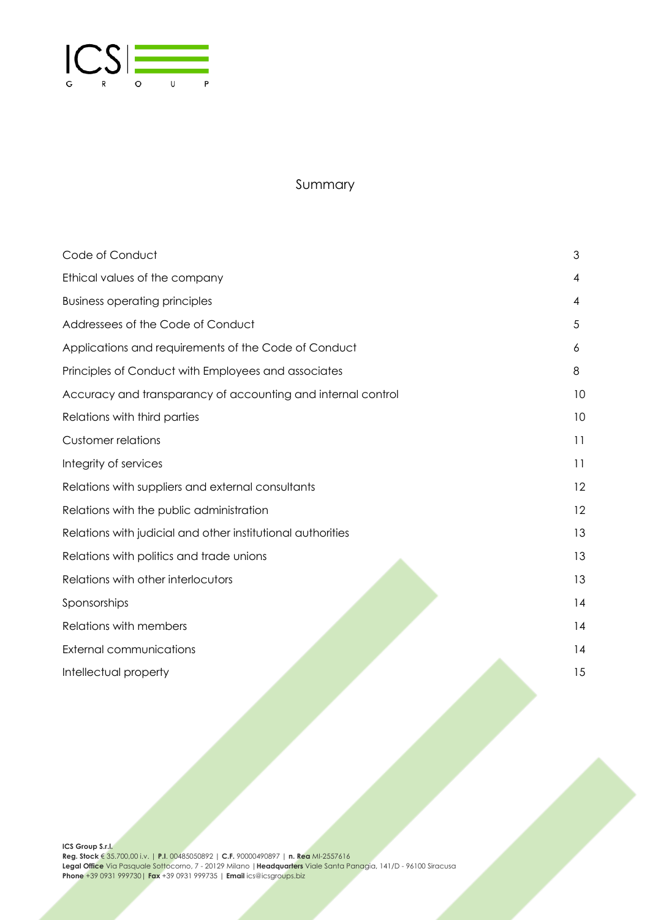# Summary

| | |
|---|---|
| Code of Conduct | 3 |
| Ethical values of the company | 4 |
| Business operating principles | 4 |
| Addressees of the Code of Conduct | 5 |
| Applications and requirements of the Code of Conduct | 6 |
| Principles of Conduct with Employees and associates | 8 |
| Accuracy and transparancy of accounting and internal control | 10 |
| Relations with third parties | 10 |
| Customer relations | 11 |
| Integrity of services | 11 |
| Relations with suppliers and external consultants | 12 |
| Relations with the public administration | 12 |
| Relations with judicial and other institutional authorities | 13 |
| Relations with politics and trade unions | 13 |
| Relations with other interlocutors | 13 |
| Sponsorships | 14 |
| Relations with members | 14 |
| External communications | 14 |
| Intellectual property | 15 |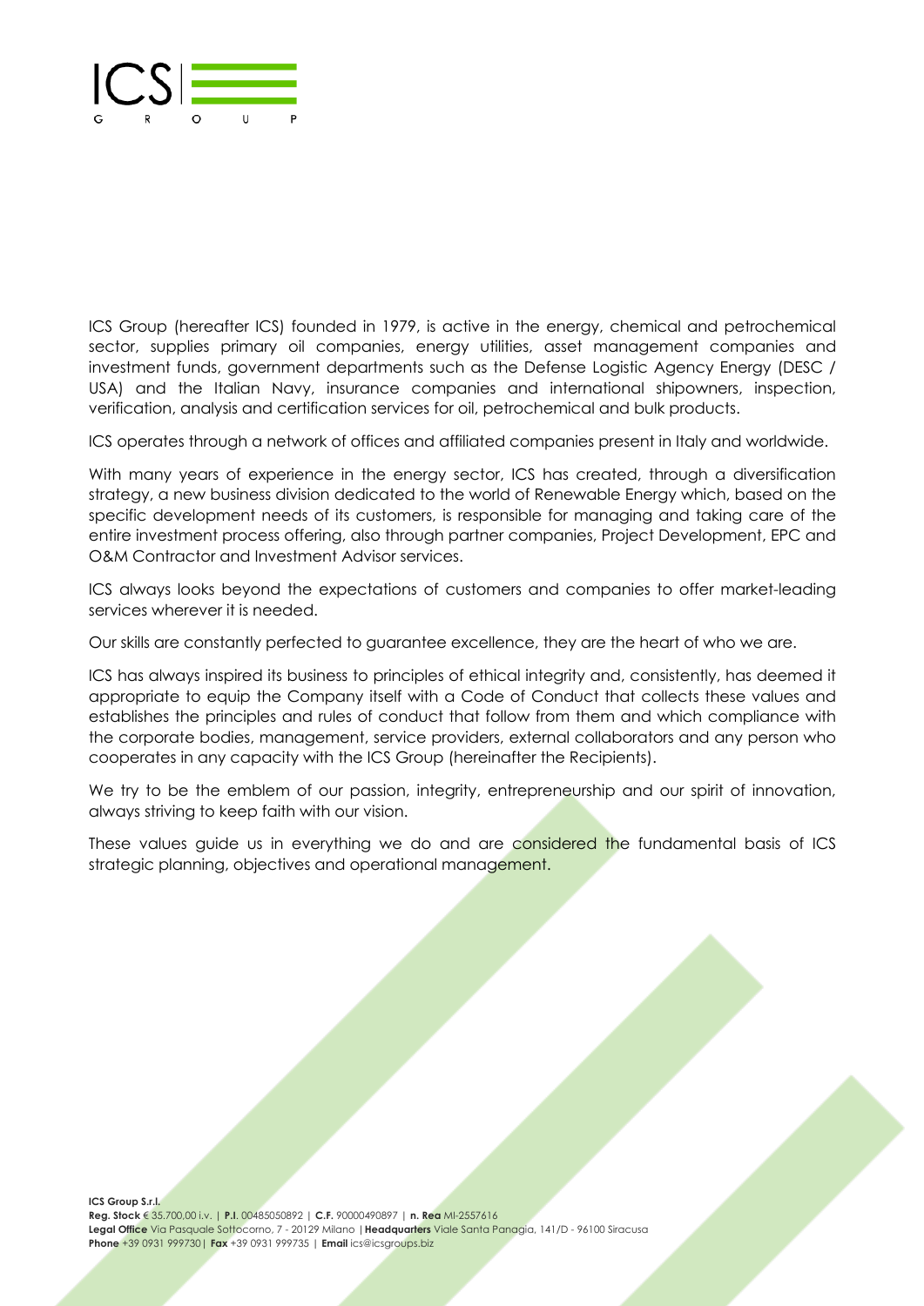ICS Group (hereafter ICS) founded in 1979, is active in the energy, chemical and petrochemical sector, supplies primary oil companies, energy utilities, asset management companies and investment funds, government departments such as the Defense Logistic Agency Energy (DESC / USA) and the Italian Navy, insurance companies and international shipowners, inspection, verification, analysis and certification services for oil, petrochemical and bulk products.

ICS operates through a network of offices and affiliated companies present in Italy and worldwide.

With many years of experience in the energy sector, ICS has created, through a diversification strategy, a new business division dedicated to the world of Renewable Energy which, based on the specific development needs of its customers, is responsible for managing and taking care of the entire investment process offering, also through partner companies, Project Development, EPC and O&M Contractor and Investment Advisor services.

ICS always looks beyond the expectations of customers and companies to offer market-leading services wherever it is needed.

Our skills are constantly perfected to guarantee excellence, they are the heart of who we are.

ICS has always inspired its business to principles of ethical integrity and, consistently, has deemed it appropriate to equip the Company itself with a Code of Conduct that collects these values and establishes the principles and rules of conduct that follow from them and which compliance with the corporate bodies, management, service providers, external collaborators and any person who cooperates in any capacity with the ICS Group (hereinafter the Recipients).

We try to be the emblem of our passion, integrity, entrepreneurship and our spirit of innovation, always striving to keep faith with our vision.

These values guide us in everything we do and are considered the fundamental basis of ICS strategic planning, objectives and operational management.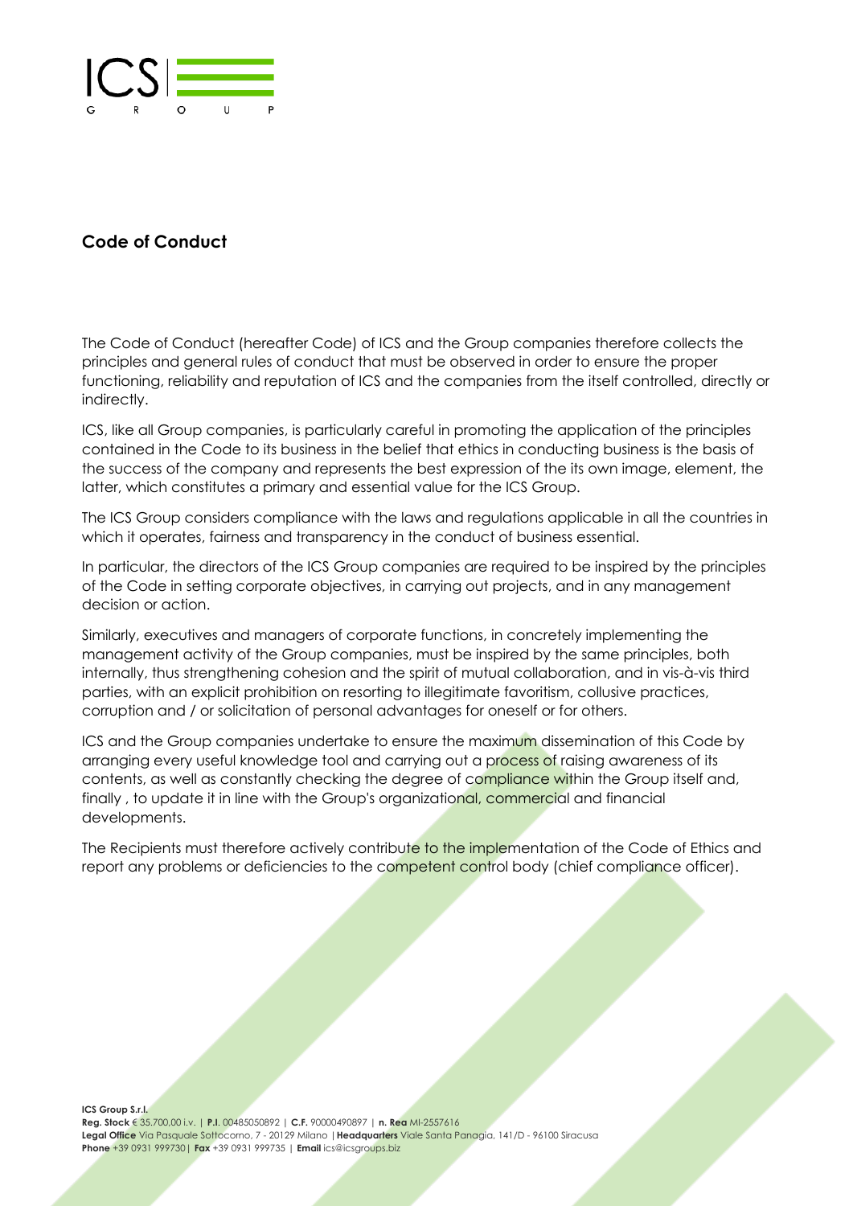## Code of Conduct

The Code of Conduct (hereafter Code) of ICS and the Group companies therefore collects the principles and general rules of conduct that must be observed in order to ensure the proper functioning, reliability and reputation of ICS and the companies from the itself controlled, directly or indirectly.

ICS, like all Group companies, is particularly careful in promoting the application of the principles contained in the Code to its business in the belief that ethics in conducting business is the basis of the success of the company and represents the best expression of the its own image, element, the latter, which constitutes a primary and essential value for the ICS Group.

The ICS Group considers compliance with the laws and regulations applicable in all the countries in which it operates, fairness and transparency in the conduct of business essential.

In particular, the directors of the ICS Group companies are required to be inspired by the principles of the Code in setting corporate objectives, in carrying out projects, and in any management decision or action.

Similarly, executives and managers of corporate functions, in concretely implementing the management activity of the Group companies, must be inspired by the same principles, both internally, thus strengthening cohesion and the spirit of mutual collaboration, and in vis-à-vis third parties, with an explicit prohibition on resorting to illegitimate favoritism, collusive practices, corruption and / or solicitation of personal advantages for oneself or for others.

ICS and the Group companies undertake to ensure the maximum dissemination of this Code by arranging every useful knowledge tool and carrying out a process of raising awareness of its contents, as well as constantly checking the degree of compliance within the Group itself and, finally , to update it in line with the Group's organizational, commercial and financial developments.

The Recipients must therefore actively contribute to the implementation of the Code of Ethics and report any problems or deficiencies to the competent control body (chief compliance officer).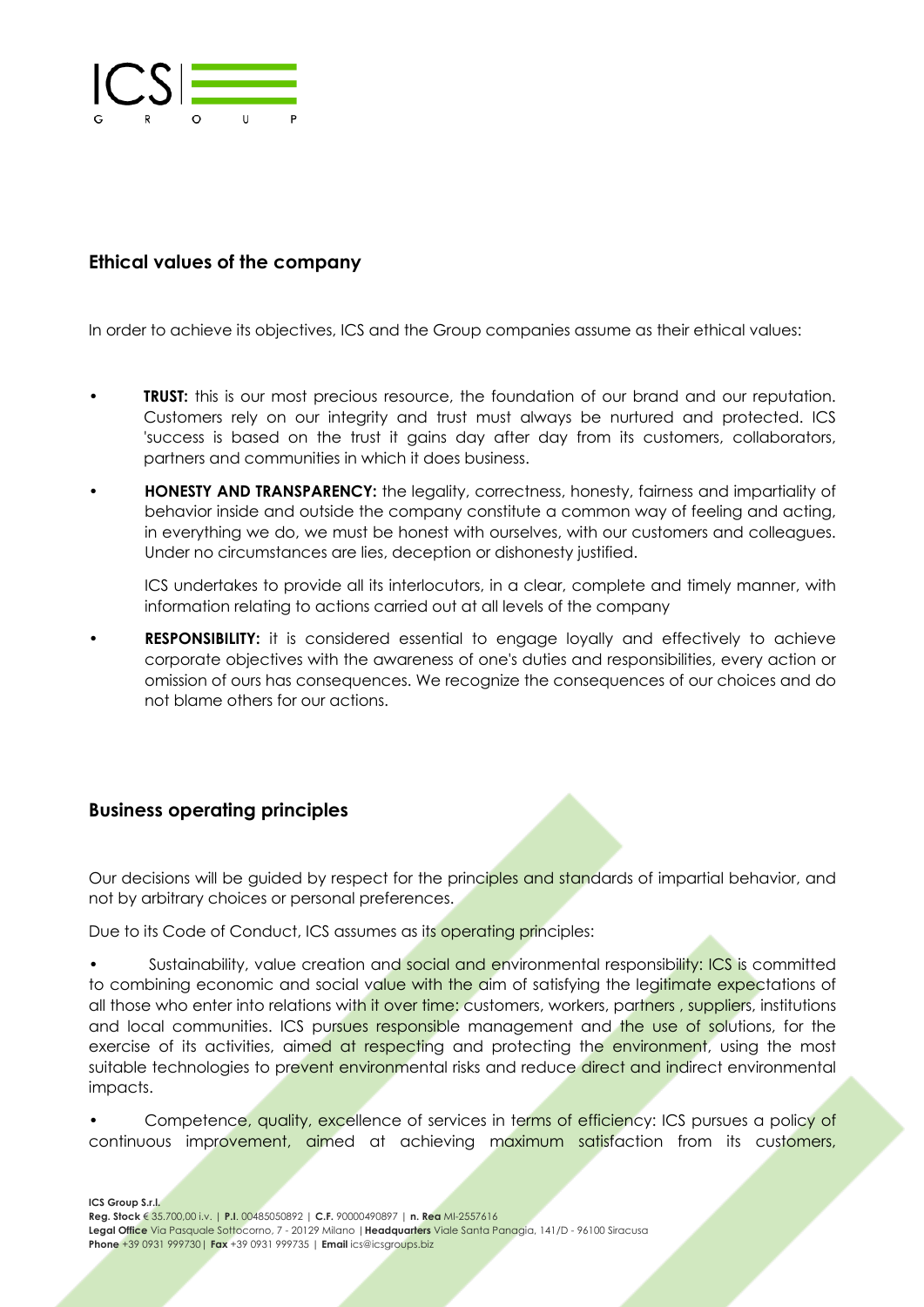## Ethical values of the company

In order to achieve its objectives, ICS and the Group companies assume as their ethical values:

- **TRUST:** this is our most precious resource, the foundation of our brand and our reputation. Customers rely on our integrity and trust must always be nurtured and protected. ICS 'success is based on the trust it gains day after day from its customers, collaborators, partners and communities in which it does business.
- **HONESTY AND TRANSPARENCY:** the legality, correctness, honesty, fairness and impartiality of behavior inside and outside the company constitute a common way of feeling and acting, in everything we do, we must be honest with ourselves, with our customers and colleagues. Under no circumstances are lies, deception or dishonesty justified.

  ICS undertakes to provide all its interlocutors, in a clear, complete and timely manner, with information relating to actions carried out at all levels of the company
- **RESPONSIBILITY:** it is considered essential to engage loyally and effectively to achieve corporate objectives with the awareness of one's duties and responsibilities, every action or omission of ours has consequences. We recognize the consequences of our choices and do not blame others for our actions.

## Business operating principles

Our decisions will be guided by respect for the principles and standards of impartial behavior, and not by arbitrary choices or personal preferences.

Due to its Code of Conduct, ICS assumes as its operating principles:

- Sustainability, value creation and social and environmental responsibility: ICS is committed to combining economic and social value with the aim of satisfying the legitimate expectations of all those who enter into relations with it over time: customers, workers, partners , suppliers, institutions and local communities. ICS pursues responsible management and the use of solutions, for the exercise of its activities, aimed at respecting and protecting the environment, using the most suitable technologies to prevent environmental risks and reduce direct and indirect environmental impacts.
- Competence, quality, excellence of services in terms of efficiency: ICS pursues a policy of continuous improvement, aimed at achieving maximum satisfaction from its customers,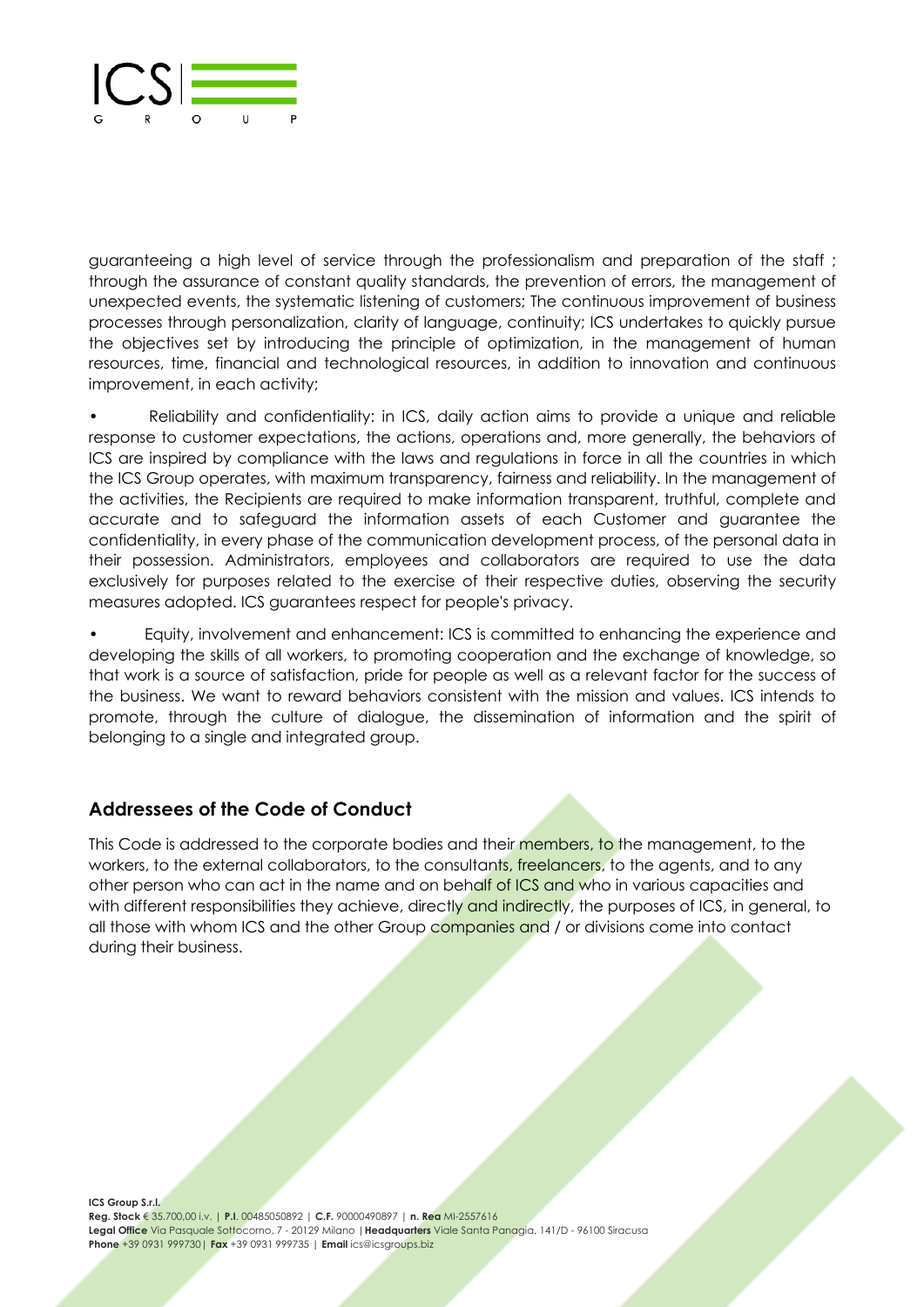guaranteeing a high level of service through the professionalism and preparation of the staff ; through the assurance of constant quality standards, the prevention of errors, the management of unexpected events, the systematic listening of customers; The continuous improvement of business processes through personalization, clarity of language, continuity; ICS undertakes to quickly pursue the objectives set by introducing the principle of optimization, in the management of human resources, time, financial and technological resources, in addition to innovation and continuous improvement, in each activity;

- Reliability and confidentiality: in ICS, daily action aims to provide a unique and reliable response to customer expectations, the actions, operations and, more generally, the behaviors of ICS are inspired by compliance with the laws and regulations in force in all the countries in which the ICS Group operates, with maximum transparency, fairness and reliability. In the management of the activities, the Recipients are required to make information transparent, truthful, complete and accurate and to safeguard the information assets of each Customer and guarantee the confidentiality, in every phase of the communication development process, of the personal data in their possession. Administrators, employees and collaborators are required to use the data exclusively for purposes related to the exercise of their respective duties, observing the security measures adopted. ICS guarantees respect for people's privacy.
- Equity, involvement and enhancement: ICS is committed to enhancing the experience and developing the skills of all workers, to promoting cooperation and the exchange of knowledge, so that work is a source of satisfaction, pride for people as well as a relevant factor for the success of the business. We want to reward behaviors consistent with the mission and values. ICS intends to promote, through the culture of dialogue, the dissemination of information and the spirit of belonging to a single and integrated group.

## Addressees of the Code of Conduct

This Code is addressed to the corporate bodies and their members, to the management, to the workers, to the external collaborators, to the consultants, freelancers, to the agents, and to any other person who can act in the name and on behalf of ICS and who in various capacities and with different responsibilities they achieve, directly and indirectly, the purposes of ICS, in general, to all those with whom ICS and the other Group companies and / or divisions come into contact during their business.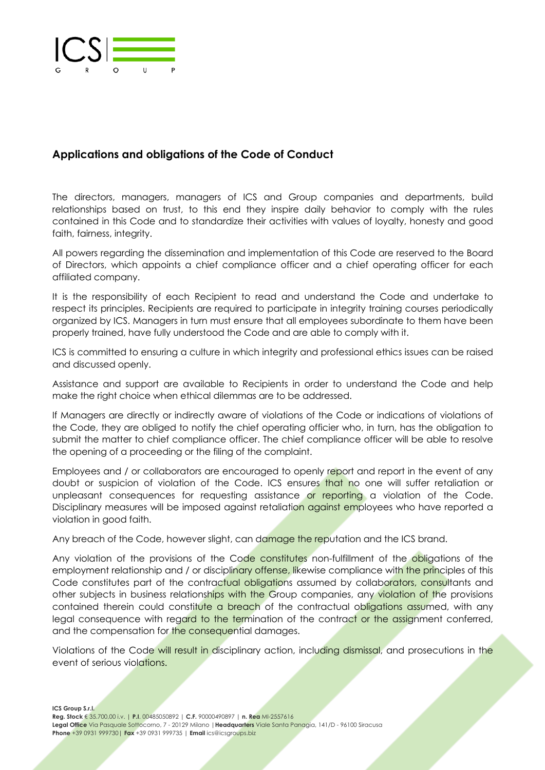## Applications and obligations of the Code of Conduct

The directors, managers, managers of ICS and Group companies and departments, build relationships based on trust, to this end they inspire daily behavior to comply with the rules contained in this Code and to standardize their activities with values of loyalty, honesty and good faith, fairness, integrity.

All powers regarding the dissemination and implementation of this Code are reserved to the Board of Directors, which appoints a chief compliance officer and a chief operating officer for each affiliated company.

It is the responsibility of each Recipient to read and understand the Code and undertake to respect its principles. Recipients are required to participate in integrity training courses periodically organized by ICS. Managers in turn must ensure that all employees subordinate to them have been properly trained, have fully understood the Code and are able to comply with it.

ICS is committed to ensuring a culture in which integrity and professional ethics issues can be raised and discussed openly.

Assistance and support are available to Recipients in order to understand the Code and help make the right choice when ethical dilemmas are to be addressed.

If Managers are directly or indirectly aware of violations of the Code or indications of violations of the Code, they are obliged to notify the chief operating officier who, in turn, has the obligation to submit the matter to chief compliance officer. The chief compliance officer will be able to resolve the opening of a proceeding or the filing of the complaint.

Employees and / or collaborators are encouraged to openly report and report in the event of any doubt or suspicion of violation of the Code. ICS ensures that no one will suffer retaliation or unpleasant consequences for requesting assistance or reporting a violation of the Code. Disciplinary measures will be imposed against retaliation against employees who have reported a violation in good faith.

Any breach of the Code, however slight, can damage the reputation and the ICS brand.

Any violation of the provisions of the Code constitutes non-fulfillment of the obligations of the employment relationship and / or disciplinary offense, likewise compliance with the principles of this Code constitutes part of the contractual obligations assumed by collaborators, consultants and other subjects in business relationships with the Group companies, any violation of the provisions contained therein could constitute a breach of the contractual obligations assumed, with any legal consequence with regard to the termination of the contract or the assignment conferred, and the compensation for the consequential damages.

Violations of the Code will result in disciplinary action, including dismissal, and prosecutions in the event of serious violations.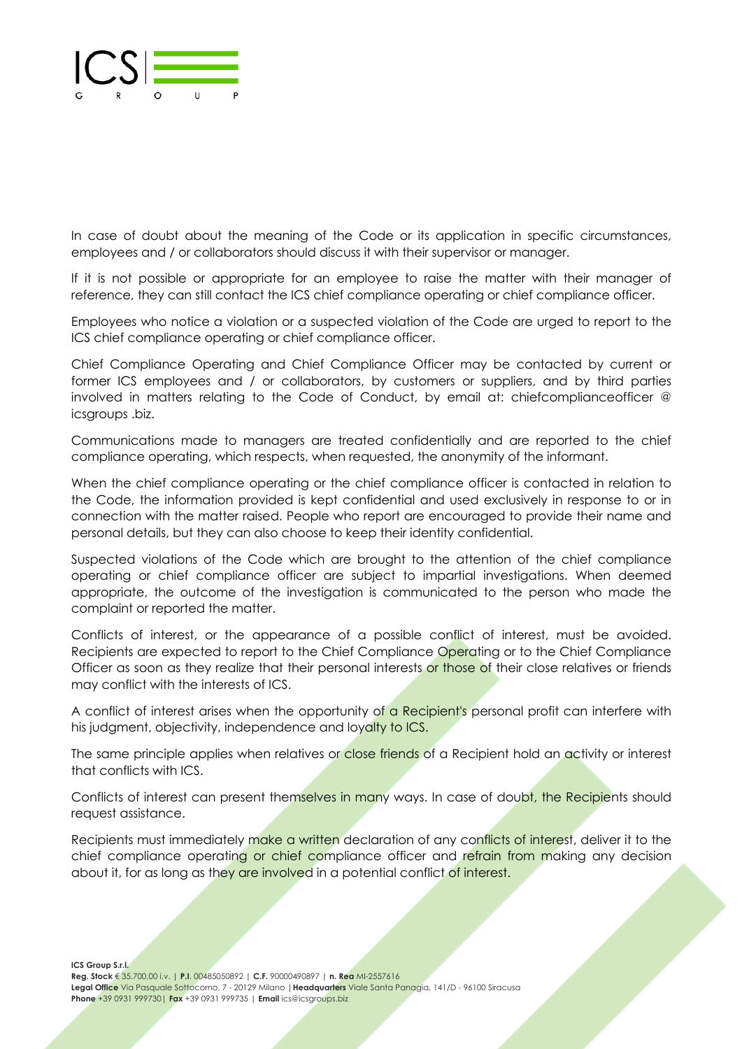In case of doubt about the meaning of the Code or its application in specific circumstances, employees and / or collaborators should discuss it with their supervisor or manager.

If it is not possible or appropriate for an employee to raise the matter with their manager of reference, they can still contact the ICS chief compliance operating or chief compliance officer.

Employees who notice a violation or a suspected violation of the Code are urged to report to the ICS chief compliance operating or chief compliance officer.

Chief Compliance Operating and Chief Compliance Officer may be contacted by current or former ICS employees and / or collaborators, by customers or suppliers, and by third parties involved in matters relating to the Code of Conduct, by email at: chiefcomplianceofficer @ icsgroups .biz.

Communications made to managers are treated confidentially and are reported to the chief compliance operating, which respects, when requested, the anonymity of the informant.

When the chief compliance operating or the chief compliance officer is contacted in relation to the Code, the information provided is kept confidential and used exclusively in response to or in connection with the matter raised. People who report are encouraged to provide their name and personal details, but they can also choose to keep their identity confidential.

Suspected violations of the Code which are brought to the attention of the chief compliance operating or chief compliance officer are subject to impartial investigations. When deemed appropriate, the outcome of the investigation is communicated to the person who made the complaint or reported the matter.

Conflicts of interest, or the appearance of a possible conflict of interest, must be avoided. Recipients are expected to report to the Chief Compliance Operating or to the Chief Compliance Officer as soon as they realize that their personal interests or those of their close relatives or friends may conflict with the interests of ICS.

A conflict of interest arises when the opportunity of a Recipient's personal profit can interfere with his judgment, objectivity, independence and loyalty to ICS.

The same principle applies when relatives or close friends of a Recipient hold an activity or interest that conflicts with ICS.

Conflicts of interest can present themselves in many ways. In case of doubt, the Recipients should request assistance.

Recipients must immediately make a written declaration of any conflicts of interest, deliver it to the chief compliance operating or chief compliance officer and refrain from making any decision about it, for as long as they are involved in a potential conflict of interest.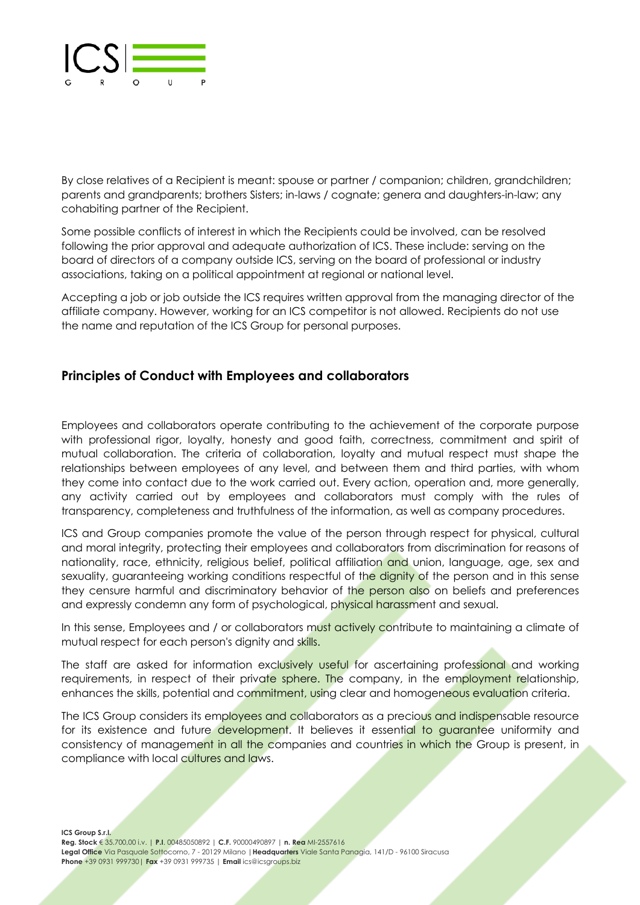By close relatives of a Recipient is meant: spouse or partner / companion; children, grandchildren; parents and grandparents; brothers Sisters; in-laws / cognate; genera and daughters-in-law; any cohabiting partner of the Recipient.

Some possible conflicts of interest in which the Recipients could be involved, can be resolved following the prior approval and adequate authorization of ICS. These include: serving on the board of directors of a company outside ICS, serving on the board of professional or industry associations, taking on a political appointment at regional or national level.

Accepting a job or job outside the ICS requires written approval from the managing director of the affiliate company. However, working for an ICS competitor is not allowed. Recipients do not use the name and reputation of the ICS Group for personal purposes.

## Principles of Conduct with Employees and collaborators

Employees and collaborators operate contributing to the achievement of the corporate purpose with professional rigor, loyalty, honesty and good faith, correctness, commitment and spirit of mutual collaboration. The criteria of collaboration, loyalty and mutual respect must shape the relationships between employees of any level, and between them and third parties, with whom they come into contact due to the work carried out. Every action, operation and, more generally, any activity carried out by employees and collaborators must comply with the rules of transparency, completeness and truthfulness of the information, as well as company procedures.

ICS and Group companies promote the value of the person through respect for physical, cultural and moral integrity, protecting their employees and collaborators from discrimination for reasons of nationality, race, ethnicity, religious belief, political affiliation and union, language, age, sex and sexuality, guaranteeing working conditions respectful of the dignity of the person and in this sense they censure harmful and discriminatory behavior of the person also on beliefs and preferences and expressly condemn any form of psychological, physical harassment and sexual.

In this sense, Employees and / or collaborators must actively contribute to maintaining a climate of mutual respect for each person's dignity and skills.

The staff are asked for information exclusively useful for ascertaining professional and working requirements, in respect of their private sphere. The company, in the employment relationship, enhances the skills, potential and commitment, using clear and homogeneous evaluation criteria.

The ICS Group considers its employees and collaborators as a precious and indispensable resource for its existence and future development. It believes it essential to guarantee uniformity and consistency of management in all the companies and countries in which the Group is present, in compliance with local cultures and laws.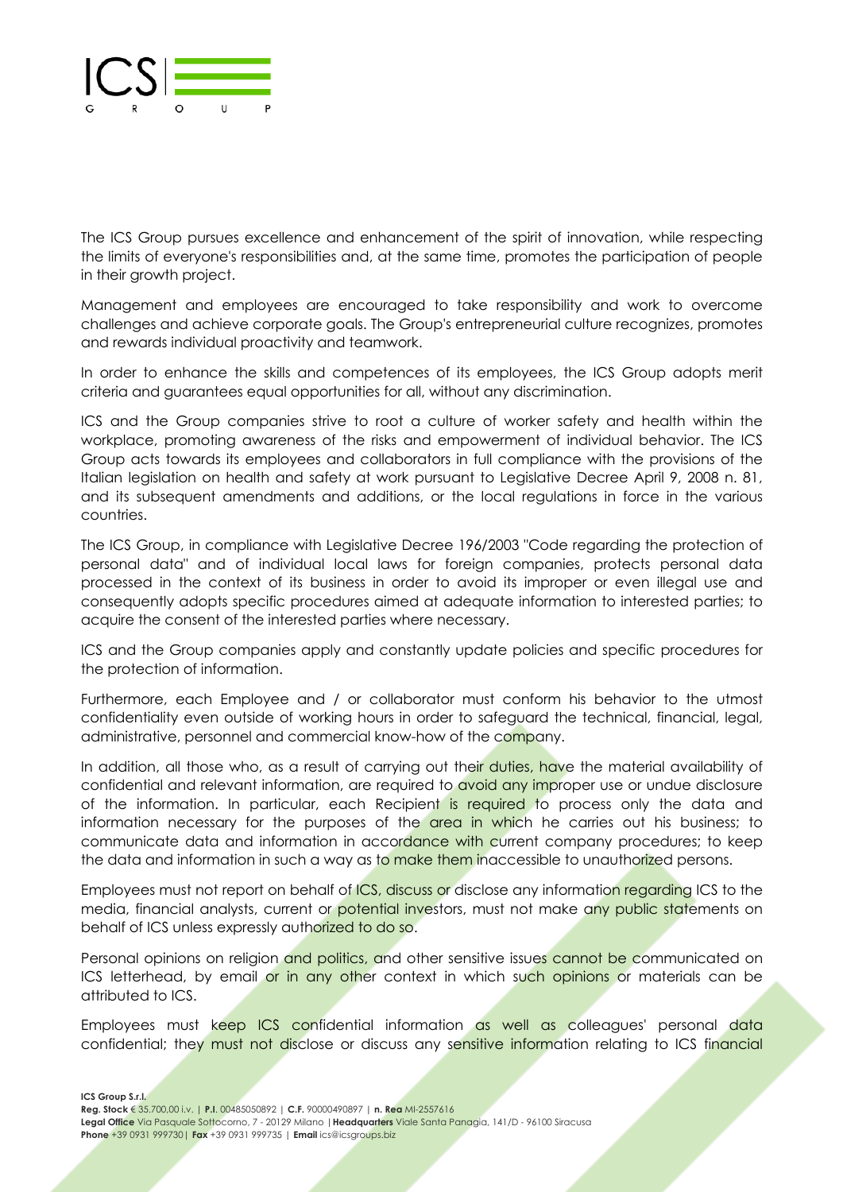The ICS Group pursues excellence and enhancement of the spirit of innovation, while respecting the limits of everyone's responsibilities and, at the same time, promotes the participation of people in their growth project.

Management and employees are encouraged to take responsibility and work to overcome challenges and achieve corporate goals. The Group's entrepreneurial culture recognizes, promotes and rewards individual proactivity and teamwork.

In order to enhance the skills and competences of its employees, the ICS Group adopts merit criteria and guarantees equal opportunities for all, without any discrimination.

ICS and the Group companies strive to root a culture of worker safety and health within the workplace, promoting awareness of the risks and empowerment of individual behavior. The ICS Group acts towards its employees and collaborators in full compliance with the provisions of the Italian legislation on health and safety at work pursuant to Legislative Decree April 9, 2008 n. 81, and its subsequent amendments and additions, or the local regulations in force in the various countries.

The ICS Group, in compliance with Legislative Decree 196/2003 "Code regarding the protection of personal data" and of individual local laws for foreign companies, protects personal data processed in the context of its business in order to avoid its improper or even illegal use and consequently adopts specific procedures aimed at adequate information to interested parties; to acquire the consent of the interested parties where necessary.

ICS and the Group companies apply and constantly update policies and specific procedures for the protection of information.

Furthermore, each Employee and / or collaborator must conform his behavior to the utmost confidentiality even outside of working hours in order to safeguard the technical, financial, legal, administrative, personnel and commercial know-how of the company.

In addition, all those who, as a result of carrying out their duties, have the material availability of confidential and relevant information, are required to avoid any improper use or undue disclosure of the information. In particular, each Recipient is required to process only the data and information necessary for the purposes of the area in which he carries out his business; to communicate data and information in accordance with current company procedures; to keep the data and information in such a way as to make them inaccessible to unauthorized persons.

Employees must not report on behalf of ICS, discuss or disclose any information regarding ICS to the media, financial analysts, current or potential investors, must not make any public statements on behalf of ICS unless expressly authorized to do so.

Personal opinions on religion and politics, and other sensitive issues cannot be communicated on ICS letterhead, by email or in any other context in which such opinions or materials can be attributed to ICS.

Employees must keep ICS confidential information as well as colleagues' personal data confidential; they must not disclose or discuss any sensitive information relating to ICS financial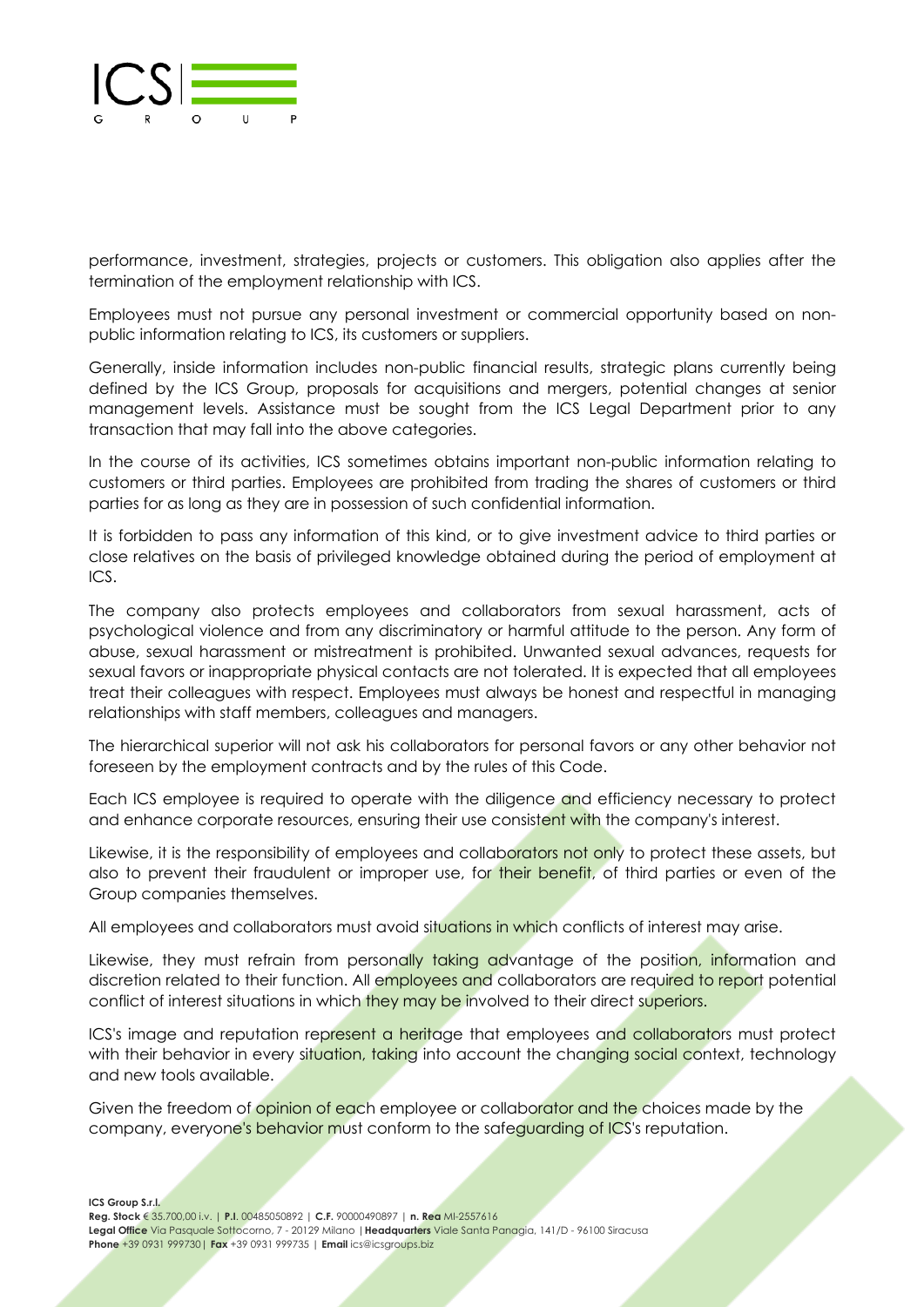performance, investment, strategies, projects or customers. This obligation also applies after the termination of the employment relationship with ICS.

Employees must not pursue any personal investment or commercial opportunity based on non-public information relating to ICS, its customers or suppliers.

Generally, inside information includes non-public financial results, strategic plans currently being defined by the ICS Group, proposals for acquisitions and mergers, potential changes at senior management levels. Assistance must be sought from the ICS Legal Department prior to any transaction that may fall into the above categories.

In the course of its activities, ICS sometimes obtains important non-public information relating to customers or third parties. Employees are prohibited from trading the shares of customers or third parties for as long as they are in possession of such confidential information.

It is forbidden to pass any information of this kind, or to give investment advice to third parties or close relatives on the basis of privileged knowledge obtained during the period of employment at ICS.

The company also protects employees and collaborators from sexual harassment, acts of psychological violence and from any discriminatory or harmful attitude to the person. Any form of abuse, sexual harassment or mistreatment is prohibited. Unwanted sexual advances, requests for sexual favors or inappropriate physical contacts are not tolerated. It is expected that all employees treat their colleagues with respect. Employees must always be honest and respectful in managing relationships with staff members, colleagues and managers.

The hierarchical superior will not ask his collaborators for personal favors or any other behavior not foreseen by the employment contracts and by the rules of this Code.

Each ICS employee is required to operate with the diligence and efficiency necessary to protect and enhance corporate resources, ensuring their use consistent with the company's interest.

Likewise, it is the responsibility of employees and collaborators not only to protect these assets, but also to prevent their fraudulent or improper use, for their benefit, of third parties or even of the Group companies themselves.

All employees and collaborators must avoid situations in which conflicts of interest may arise.

Likewise, they must refrain from personally taking advantage of the position, information and discretion related to their function. All employees and collaborators are required to report potential conflict of interest situations in which they may be involved to their direct superiors.

ICS's image and reputation represent a heritage that employees and collaborators must protect with their behavior in every situation, taking into account the changing social context, technology and new tools available.

Given the freedom of opinion of each employee or collaborator and the choices made by the company, everyone's behavior must conform to the safeguarding of ICS's reputation.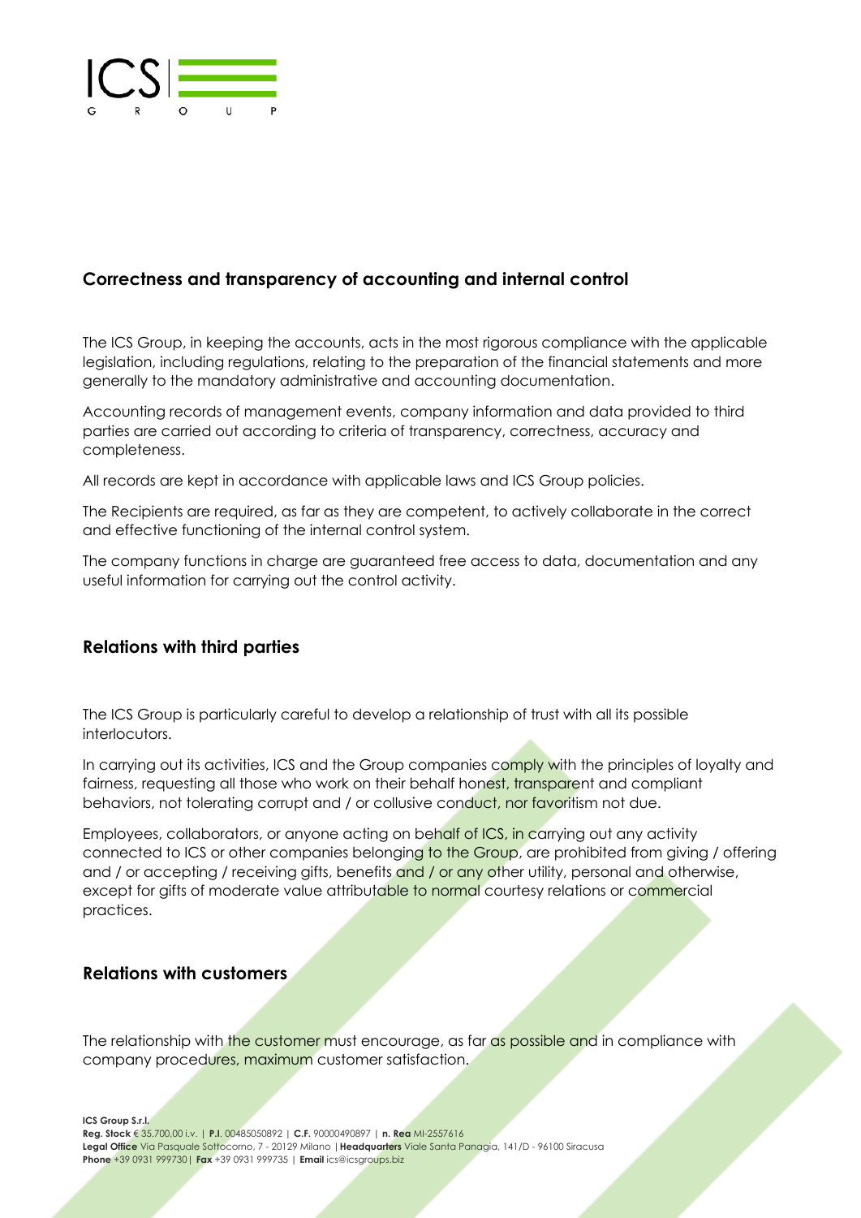## Correctness and transparency of accounting and internal control

The ICS Group, in keeping the accounts, acts in the most rigorous compliance with the applicable legislation, including regulations, relating to the preparation of the financial statements and more generally to the mandatory administrative and accounting documentation.

Accounting records of management events, company information and data provided to third parties are carried out according to criteria of transparency, correctness, accuracy and completeness.

All records are kept in accordance with applicable laws and ICS Group policies.

The Recipients are required, as far as they are competent, to actively collaborate in the correct and effective functioning of the internal control system.

The company functions in charge are guaranteed free access to data, documentation and any useful information for carrying out the control activity.

## Relations with third parties

The ICS Group is particularly careful to develop a relationship of trust with all its possible interlocutors.

In carrying out its activities, ICS and the Group companies comply with the principles of loyalty and fairness, requesting all those who work on their behalf honest, transparent and compliant behaviors, not tolerating corrupt and / or collusive conduct, nor favoritism not due.

Employees, collaborators, or anyone acting on behalf of ICS, in carrying out any activity connected to ICS or other companies belonging to the Group, are prohibited from giving / offering and / or accepting / receiving gifts, benefits and / or any other utility, personal and otherwise, except for gifts of moderate value attributable to normal courtesy relations or commercial practices.

## Relations with customers

The relationship with the customer must encourage, as far as possible and in compliance with company procedures, maximum customer satisfaction.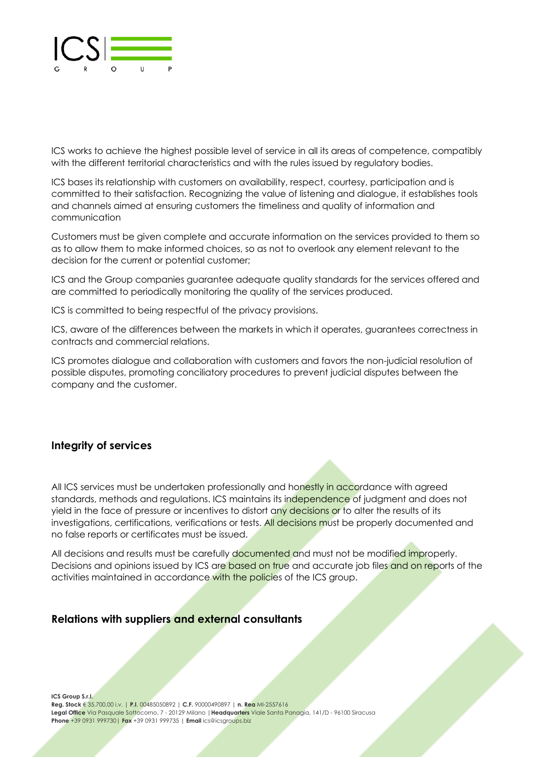ICS works to achieve the highest possible level of service in all its areas of competence, compatibly with the different territorial characteristics and with the rules issued by regulatory bodies.

ICS bases its relationship with customers on availability, respect, courtesy, participation and is committed to their satisfaction. Recognizing the value of listening and dialogue, it establishes tools and channels aimed at ensuring customers the timeliness and quality of information and communication

Customers must be given complete and accurate information on the services provided to them so as to allow them to make informed choices, so as not to overlook any element relevant to the decision for the current or potential customer;

ICS and the Group companies guarantee adequate quality standards for the services offered and are committed to periodically monitoring the quality of the services produced.

ICS is committed to being respectful of the privacy provisions.

ICS, aware of the differences between the markets in which it operates, guarantees correctness in contracts and commercial relations.

ICS promotes dialogue and collaboration with customers and favors the non-judicial resolution of possible disputes, promoting conciliatory procedures to prevent judicial disputes between the company and the customer.

## Integrity of services

All ICS services must be undertaken professionally and honestly in accordance with agreed standards, methods and regulations. ICS maintains its independence of judgment and does not yield in the face of pressure or incentives to distort any decisions or to alter the results of its investigations, certifications, verifications or tests. All decisions must be properly documented and no false reports or certificates must be issued.

All decisions and results must be carefully documented and must not be modified improperly. Decisions and opinions issued by ICS are based on true and accurate job files and on reports of the activities maintained in accordance with the policies of the ICS group.

## Relations with suppliers and external consultants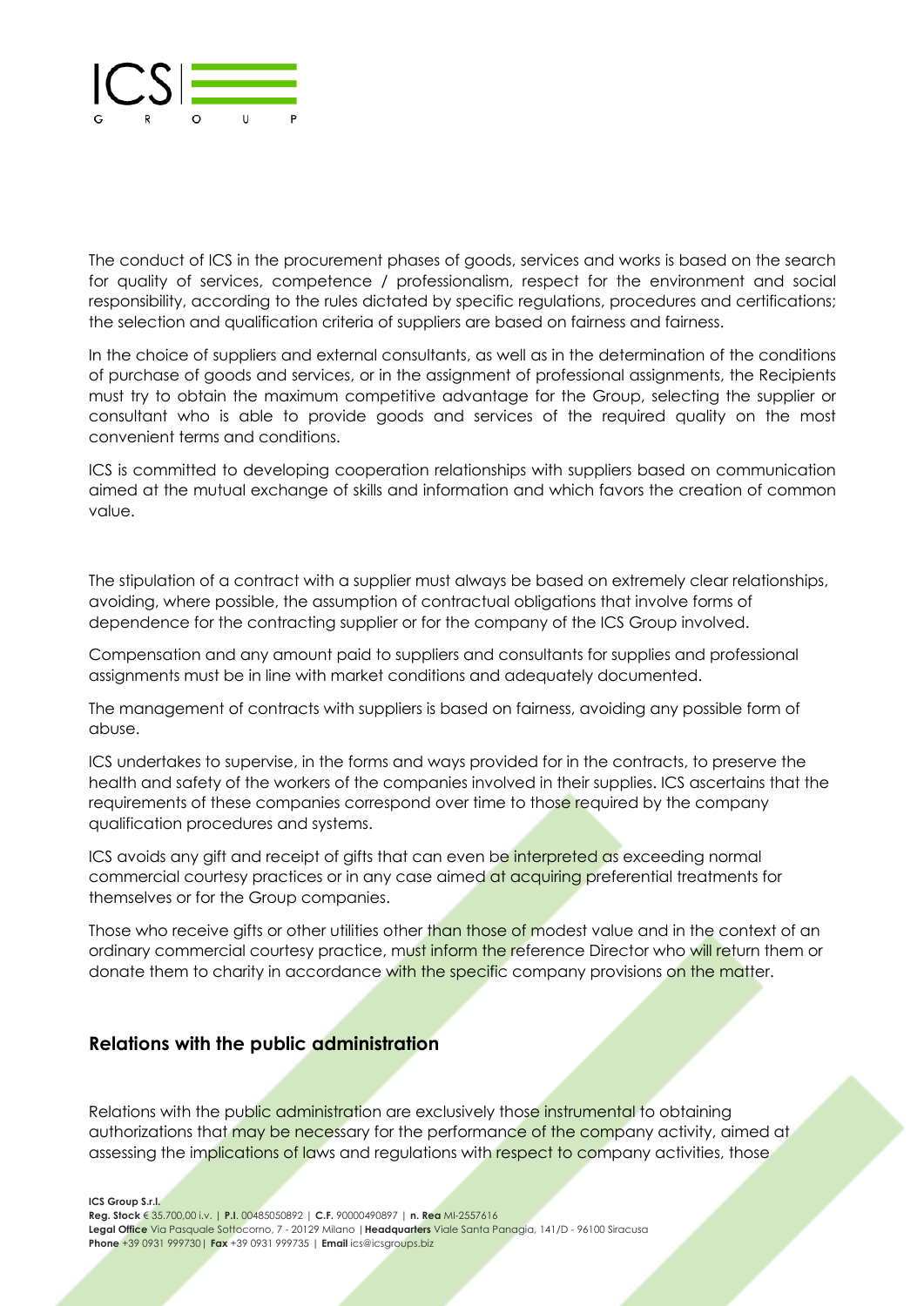The conduct of ICS in the procurement phases of goods, services and works is based on the search for quality of services, competence / professionalism, respect for the environment and social responsibility, according to the rules dictated by specific regulations, procedures and certifications; the selection and qualification criteria of suppliers are based on fairness and fairness.

In the choice of suppliers and external consultants, as well as in the determination of the conditions of purchase of goods and services, or in the assignment of professional assignments, the Recipients must try to obtain the maximum competitive advantage for the Group, selecting the supplier or consultant who is able to provide goods and services of the required quality on the most convenient terms and conditions.

ICS is committed to developing cooperation relationships with suppliers based on communication aimed at the mutual exchange of skills and information and which favors the creation of common value.

The stipulation of a contract with a supplier must always be based on extremely clear relationships, avoiding, where possible, the assumption of contractual obligations that involve forms of dependence for the contracting supplier or for the company of the ICS Group involved.

Compensation and any amount paid to suppliers and consultants for supplies and professional assignments must be in line with market conditions and adequately documented.

The management of contracts with suppliers is based on fairness, avoiding any possible form of abuse.

ICS undertakes to supervise, in the forms and ways provided for in the contracts, to preserve the health and safety of the workers of the companies involved in their supplies. ICS ascertains that the requirements of these companies correspond over time to those required by the company qualification procedures and systems.

ICS avoids any gift and receipt of gifts that can even be interpreted as exceeding normal commercial courtesy practices or in any case aimed at acquiring preferential treatments for themselves or for the Group companies.

Those who receive gifts or other utilities other than those of modest value and in the context of an ordinary commercial courtesy practice, must inform the reference Director who will return them or donate them to charity in accordance with the specific company provisions on the matter.

## Relations with the public administration

Relations with the public administration are exclusively those instrumental to obtaining authorizations that may be necessary for the performance of the company activity, aimed at assessing the implications of laws and regulations with respect to company activities, those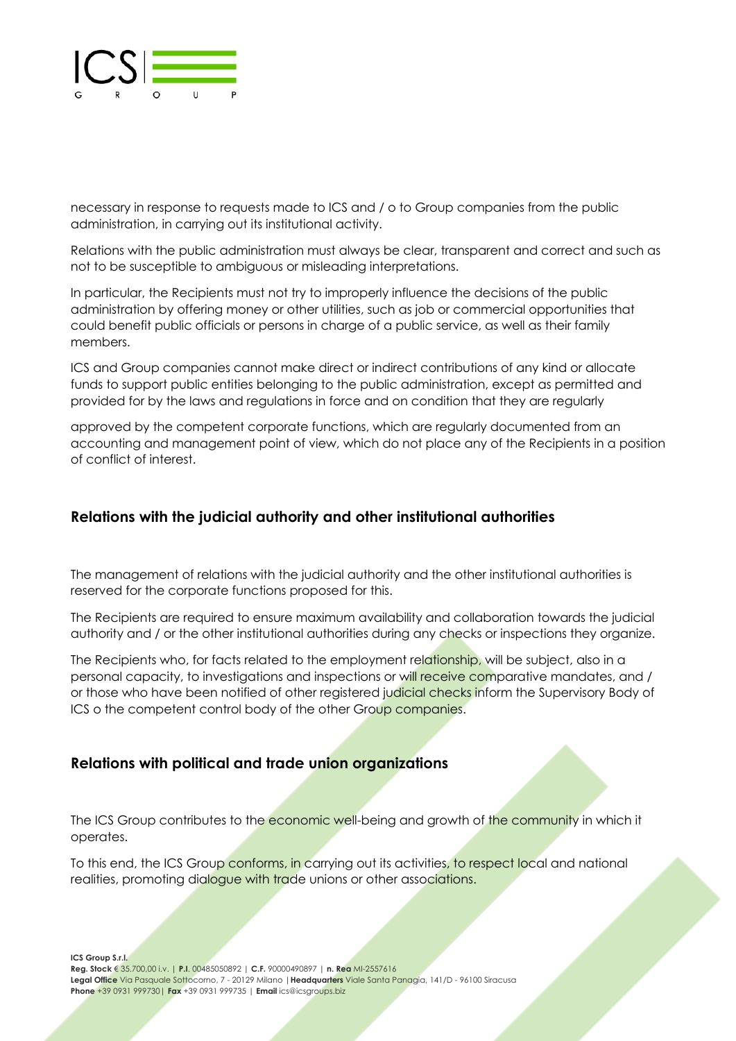necessary in response to requests made to ICS and / o to Group companies from the public administration, in carrying out its institutional activity.

Relations with the public administration must always be clear, transparent and correct and such as not to be susceptible to ambiguous or misleading interpretations.

In particular, the Recipients must not try to improperly influence the decisions of the public administration by offering money or other utilities, such as job or commercial opportunities that could benefit public officials or persons in charge of a public service, as well as their family members.

ICS and Group companies cannot make direct or indirect contributions of any kind or allocate funds to support public entities belonging to the public administration, except as permitted and provided for by the laws and regulations in force and on condition that they are regularly

approved by the competent corporate functions, which are regularly documented from an accounting and management point of view, which do not place any of the Recipients in a position of conflict of interest.

## Relations with the judicial authority and other institutional authorities

The management of relations with the judicial authority and the other institutional authorities is reserved for the corporate functions proposed for this.

The Recipients are required to ensure maximum availability and collaboration towards the judicial authority and / or the other institutional authorities during any checks or inspections they organize.

The Recipients who, for facts related to the employment relationship, will be subject, also in a personal capacity, to investigations and inspections or will receive comparative mandates, and / or those who have been notified of other registered judicial checks inform the Supervisory Body of ICS o the competent control body of the other Group companies.

## Relations with political and trade union organizations

The ICS Group contributes to the economic well-being and growth of the community in which it operates.

To this end, the ICS Group conforms, in carrying out its activities, to respect local and national realities, promoting dialogue with trade unions or other associations.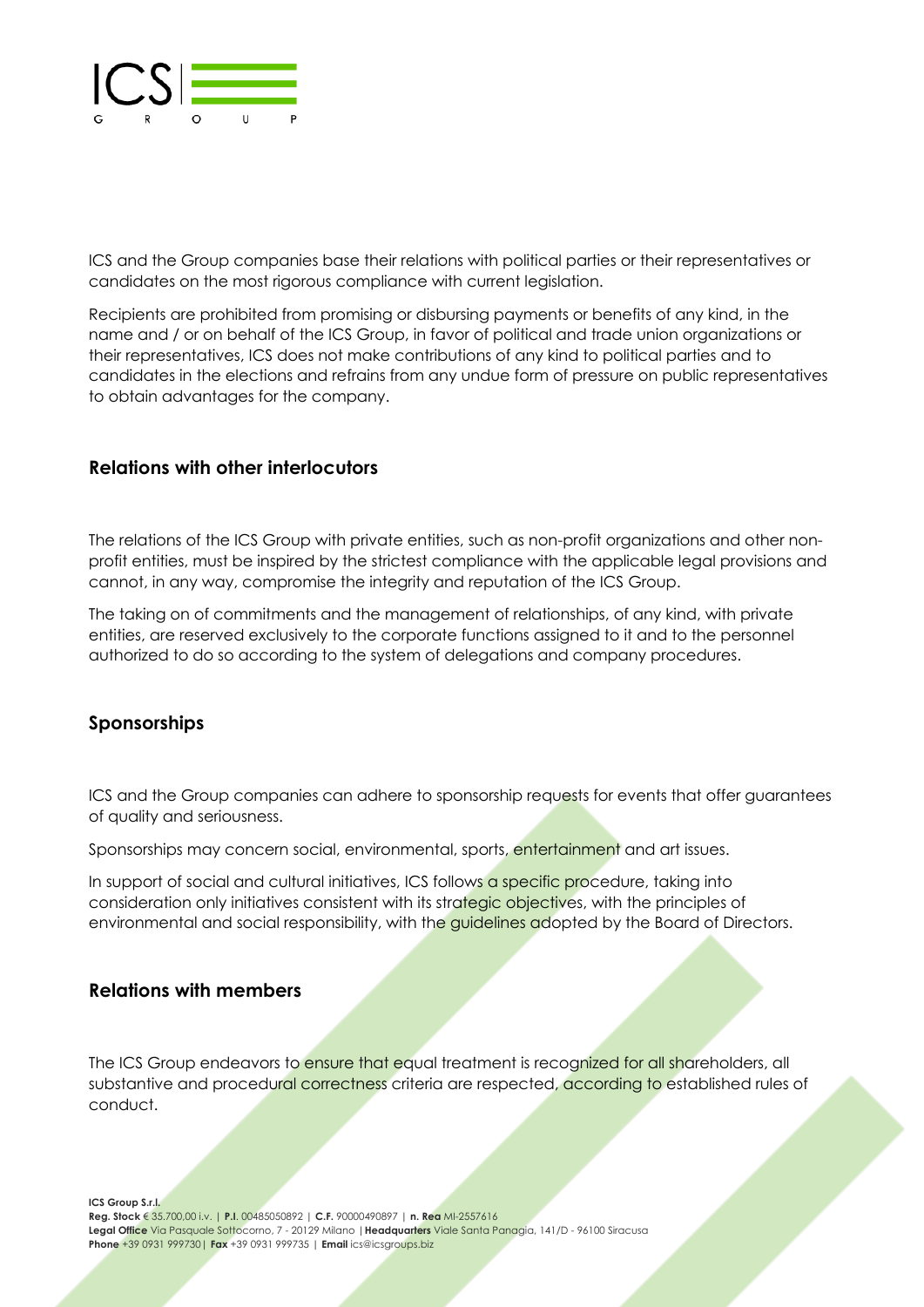ICS and the Group companies base their relations with political parties or their representatives or candidates on the most rigorous compliance with current legislation.

Recipients are prohibited from promising or disbursing payments or benefits of any kind, in the name and / or on behalf of the ICS Group, in favor of political and trade union organizations or their representatives, ICS does not make contributions of any kind to political parties and to candidates in the elections and refrains from any undue form of pressure on public representatives to obtain advantages for the company.

## Relations with other interlocutors

The relations of the ICS Group with private entities, such as non-profit organizations and other non-profit entities, must be inspired by the strictest compliance with the applicable legal provisions and cannot, in any way, compromise the integrity and reputation of the ICS Group.

The taking on of commitments and the management of relationships, of any kind, with private entities, are reserved exclusively to the corporate functions assigned to it and to the personnel authorized to do so according to the system of delegations and company procedures.

## Sponsorships

ICS and the Group companies can adhere to sponsorship requests for events that offer guarantees of quality and seriousness.

Sponsorships may concern social, environmental, sports, entertainment and art issues.

In support of social and cultural initiatives, ICS follows a specific procedure, taking into consideration only initiatives consistent with its strategic objectives, with the principles of environmental and social responsibility, with the guidelines adopted by the Board of Directors.

## Relations with members

The ICS Group endeavors to ensure that equal treatment is recognized for all shareholders, all substantive and procedural correctness criteria are respected, according to established rules of conduct.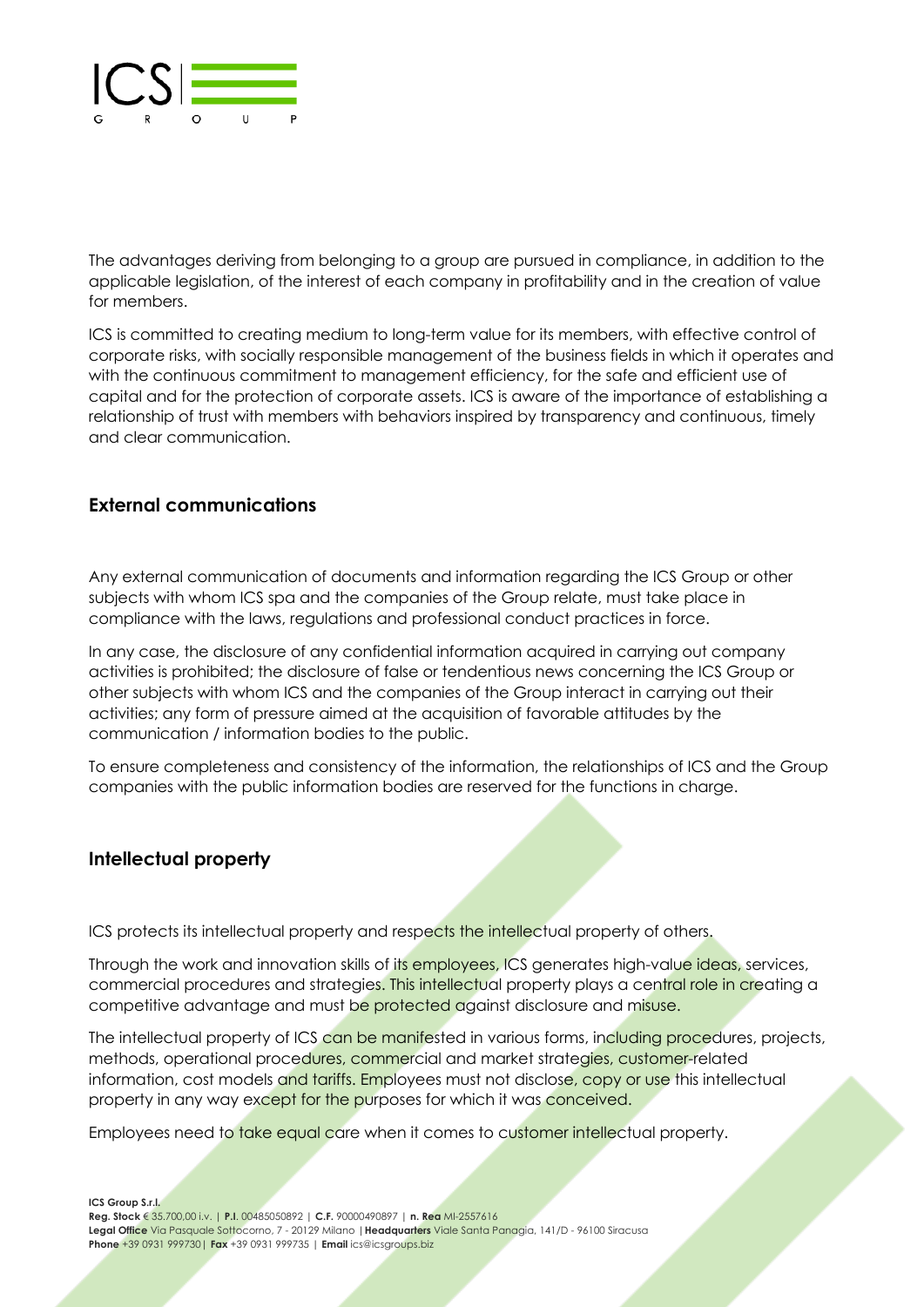The advantages deriving from belonging to a group are pursued in compliance, in addition to the applicable legislation, of the interest of each company in profitability and in the creation of value for members.

ICS is committed to creating medium to long-term value for its members, with effective control of corporate risks, with socially responsible management of the business fields in which it operates and with the continuous commitment to management efficiency, for the safe and efficient use of capital and for the protection of corporate assets. ICS is aware of the importance of establishing a relationship of trust with members with behaviors inspired by transparency and continuous, timely and clear communication.

## External communications

Any external communication of documents and information regarding the ICS Group or other subjects with whom ICS spa and the companies of the Group relate, must take place in compliance with the laws, regulations and professional conduct practices in force.

In any case, the disclosure of any confidential information acquired in carrying out company activities is prohibited; the disclosure of false or tendentious news concerning the ICS Group or other subjects with whom ICS and the companies of the Group interact in carrying out their activities; any form of pressure aimed at the acquisition of favorable attitudes by the communication / information bodies to the public.

To ensure completeness and consistency of the information, the relationships of ICS and the Group companies with the public information bodies are reserved for the functions in charge.

## Intellectual property

ICS protects its intellectual property and respects the intellectual property of others.

Through the work and innovation skills of its employees, ICS generates high-value ideas, services, commercial procedures and strategies. This intellectual property plays a central role in creating a competitive advantage and must be protected against disclosure and misuse.

The intellectual property of ICS can be manifested in various forms, including procedures, projects, methods, operational procedures, commercial and market strategies, customer-related information, cost models and tariffs. Employees must not disclose, copy or use this intellectual property in any way except for the purposes for which it was conceived.

Employees need to take equal care when it comes to customer intellectual property.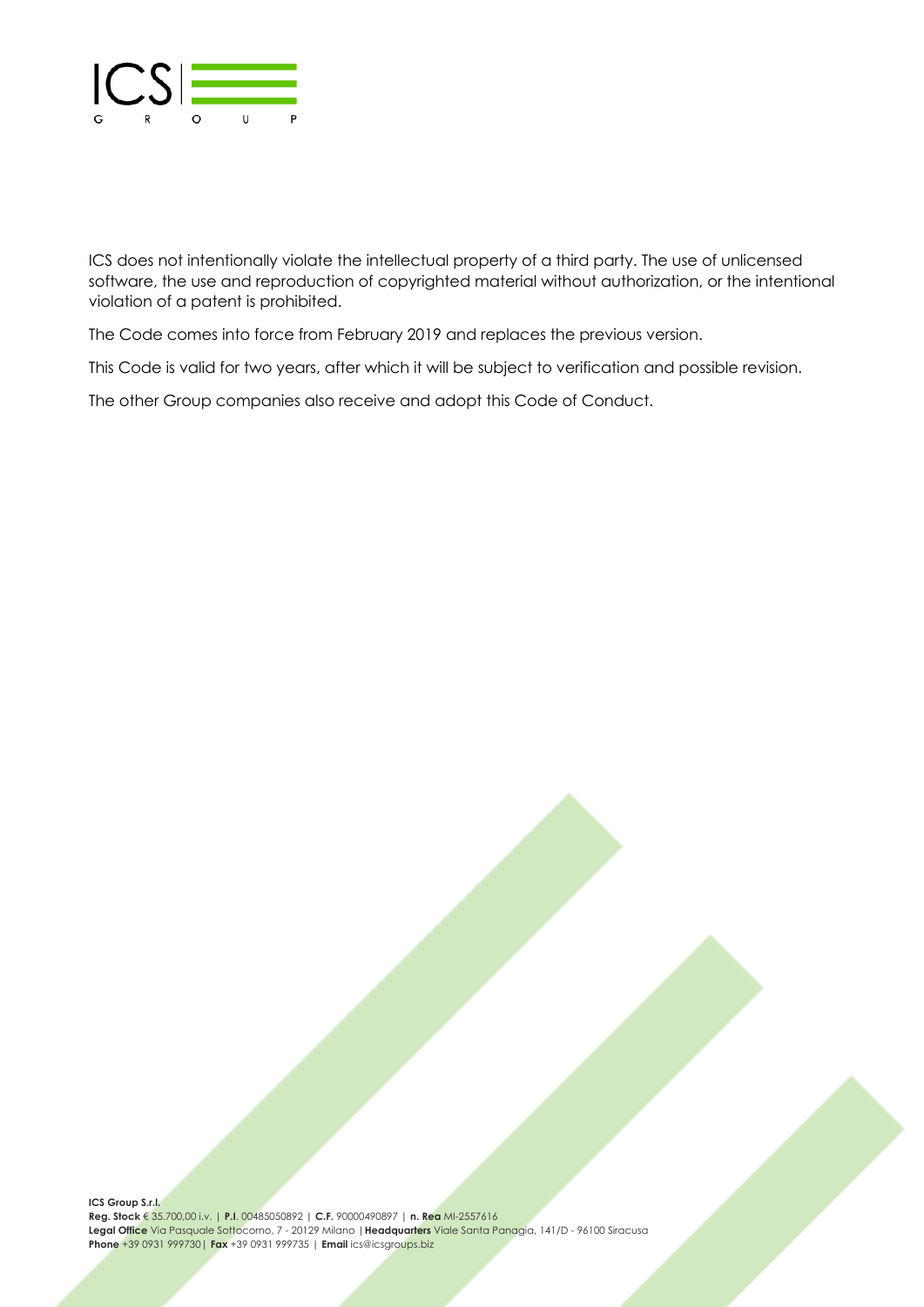ICS does not intentionally violate the intellectual property of a third party. The use of unlicensed software, the use and reproduction of copyrighted material without authorization, or the intentional violation of a patent is prohibited.

The Code comes into force from February 2019 and replaces the previous version.

This Code is valid for two years, after which it will be subject to verification and possible revision.

The other Group companies also receive and adopt this Code of Conduct.